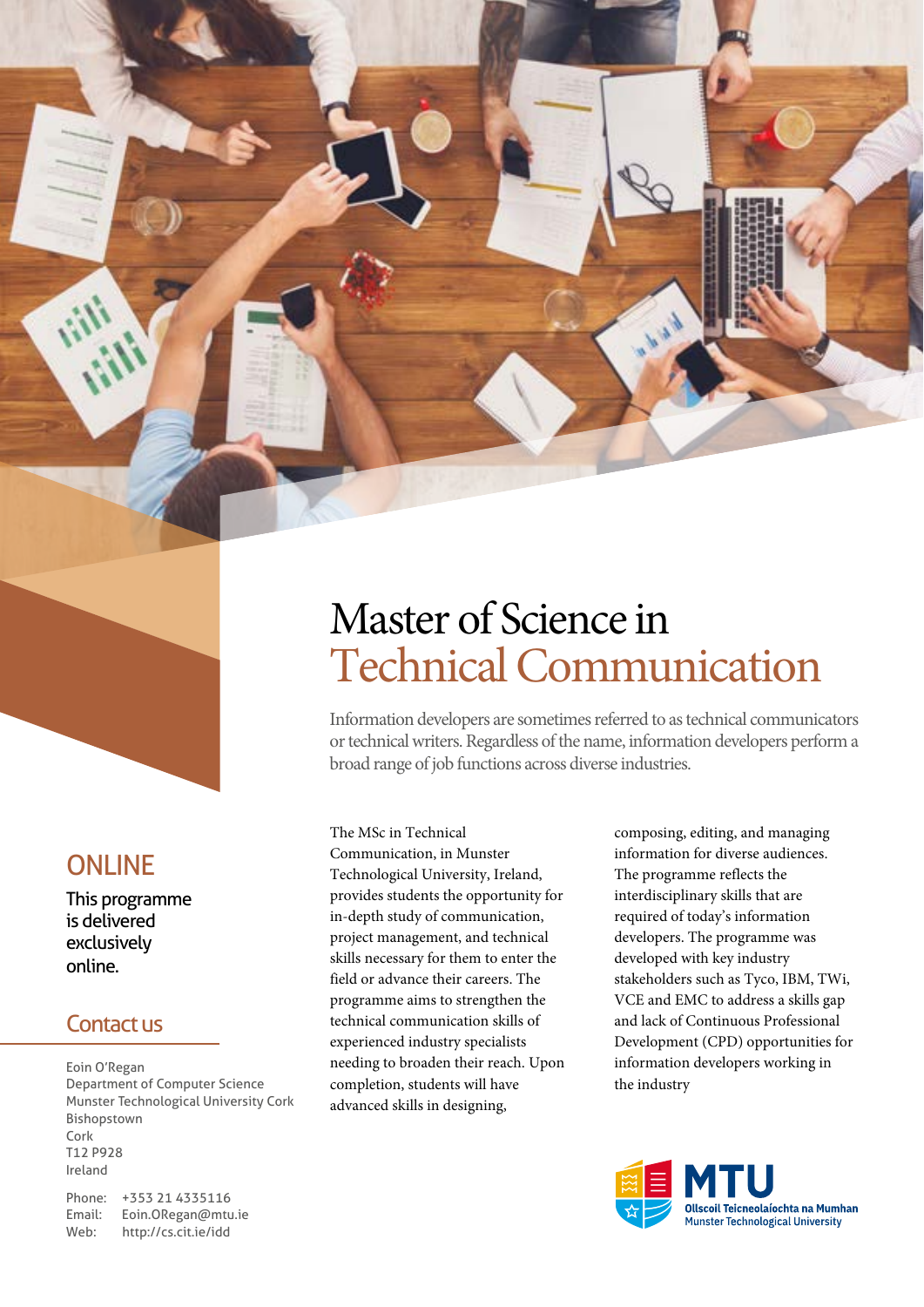# Master of Science in Technical Communication

Information developers are sometimes referred to as technical communicators or technical writers. Regardless of the name, information developers perform a broad range of job functions across diverse industries.

## ONLINE

This programme is delivered exclusively online.

## Contact us

Eoin O'Regan
Department of Computer Science
Munster Technological University Cork
Bishopstown
Cork
T12 P928
Ireland

Phone: +353 21 4335116
Email: Eoin.ORegan@mtu.ie
Web: http://cs.cit.ie/idd

The MSc in Technical Communication, in Munster Technological University, Ireland, provides students the opportunity for in-depth study of communication, project management, and technical skills necessary for them to enter the field or advance their careers. The programme aims to strengthen the technical communication skills of experienced industry specialists needing to broaden their reach. Upon completion, students will have advanced skills in designing, composing, editing, and managing information for diverse audiences. The programme reflects the interdisciplinary skills that are required of today's information developers. The programme was developed with key industry stakeholders such as Tyco, IBM, TWi, VCE and EMC to address a skills gap and lack of Continuous Professional Development (CPD) opportunities for information developers working in the industry

MTU
Ollscoil Teicneolaíochta na Mumhan
Munster Technological University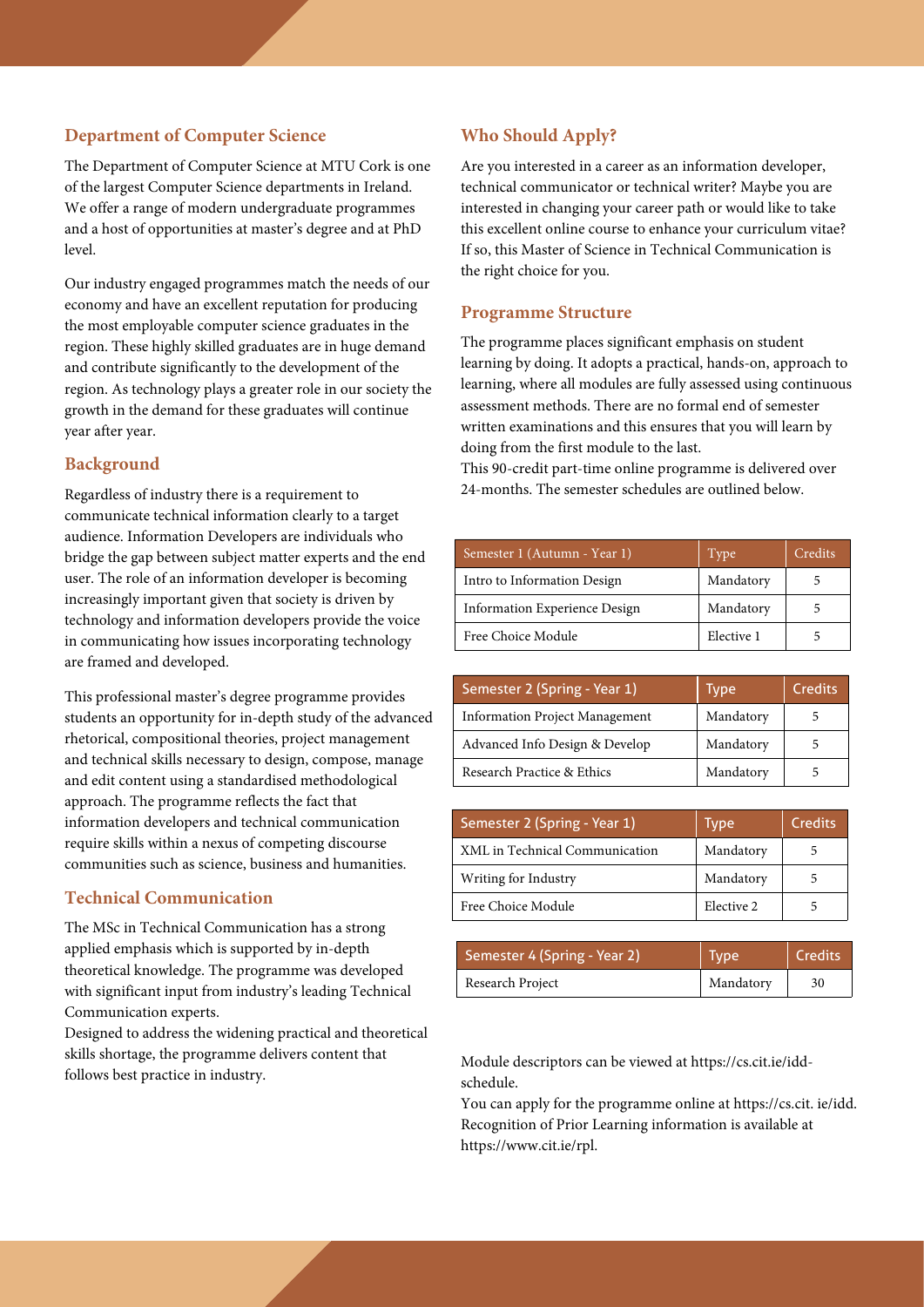## Department of Computer Science

The Department of Computer Science at MTU Cork is one of the largest Computer Science departments in Ireland. We offer a range of modern undergraduate programmes and a host of opportunities at master's degree and at PhD level.

Our industry engaged programmes match the needs of our economy and have an excellent reputation for producing the most employable computer science graduates in the region. These highly skilled graduates are in huge demand and contribute significantly to the development of the region. As technology plays a greater role in our society the growth in the demand for these graduates will continue year after year.

## Background

Regardless of industry there is a requirement to communicate technical information clearly to a target audience. Information Developers are individuals who bridge the gap between subject matter experts and the end user. The role of an information developer is becoming increasingly important given that society is driven by technology and information developers provide the voice in communicating how issues incorporating technology are framed and developed.

This professional master's degree programme provides students an opportunity for in-depth study of the advanced rhetorical, compositional theories, project management and technical skills necessary to design, compose, manage and edit content using a standardised methodological approach. The programme reflects the fact that information developers and technical communication require skills within a nexus of competing discourse communities such as science, business and humanities.

## Technical Communication

The MSc in Technical Communication has a strong applied emphasis which is supported by in-depth theoretical knowledge. The programme was developed with significant input from industry's leading Technical Communication experts.

Designed to address the widening practical and theoretical skills shortage, the programme delivers content that follows best practice in industry.

## Who Should Apply?

Are you interested in a career as an information developer, technical communicator or technical writer? Maybe you are interested in changing your career path or would like to take this excellent online course to enhance your curriculum vitae? If so, this Master of Science in Technical Communication is the right choice for you.

## Programme Structure

The programme places significant emphasis on student learning by doing. It adopts a practical, hands-on, approach to learning, where all modules are fully assessed using continuous assessment methods. There are no formal end of semester written examinations and this ensures that you will learn by doing from the first module to the last.

This 90-credit part-time online programme is delivered over 24-months. The semester schedules are outlined below.

| Semester 1 (Autumn - Year 1) | Type | Credits |
|---|---|---|
| Intro to Information Design | Mandatory | 5 |
| Information Experience Design | Mandatory | 5 |
| Free Choice Module | Elective 1 | 5 |

| Semester 2 (Spring - Year 1) | Type | Credits |
|---|---|---|
| Information Project Management | Mandatory | 5 |
| Advanced Info Design & Develop | Mandatory | 5 |
| Research Practice & Ethics | Mandatory | 5 |

| Semester 2 (Spring - Year 1) | Type | Credits |
|---|---|---|
| XML in Technical Communication | Mandatory | 5 |
| Writing for Industry | Mandatory | 5 |
| Free Choice Module | Elective 2 | 5 |

| Semester 4 (Spring - Year 2) | Type | Credits |
|---|---|---|
| Research Project | Mandatory | 30 |

Module descriptors can be viewed at https://cs.cit.ie/idd-schedule.

You can apply for the programme online at https://cs.cit. ie/idd.

Recognition of Prior Learning information is available at https://www.cit.ie/rpl.